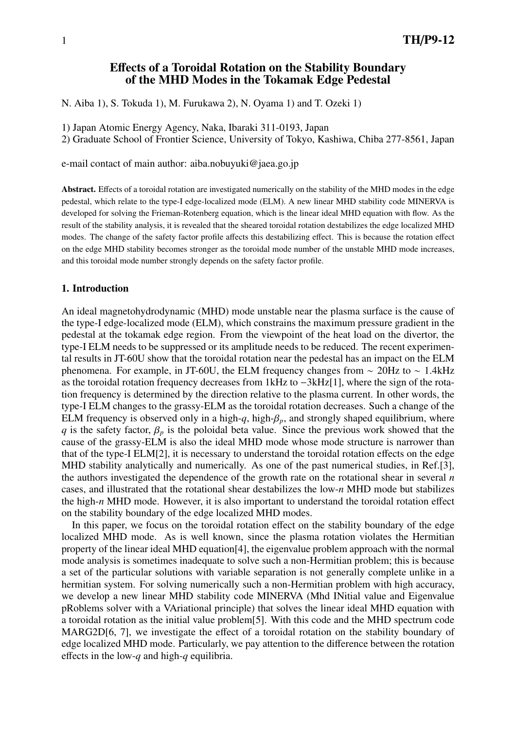# Effects of a Toroidal Rotation on the Stability Boundary of the MHD Modes in the Tokamak Edge Pedestal

N. Aiba 1), S. Tokuda 1), M. Furukawa 2), N. Oyama 1) and T. Ozeki 1)

1) Japan Atomic Energy Agency, Naka, Ibaraki 311-0193, Japan
2) Graduate School of Frontier Science, University of Tokyo, Kashiwa, Chiba 277-8561, Japan

e-mail contact of main author: aiba.nobuyuki@jaea.go.jp

**Abstract.** Effects of a toroidal rotation are investigated numerically on the stability of the MHD modes in the edge pedestal, which relate to the type-I edge-localized mode (ELM). A new linear MHD stability code MINERVA is developed for solving the Frieman-Rotenberg equation, which is the linear ideal MHD equation with flow. As the result of the stability analysis, it is revealed that the sheared toroidal rotation destabilizes the edge localized MHD modes. The change of the safety factor profile affects this destabilizing effect. This is because the rotation effect on the edge MHD stability becomes stronger as the toroidal mode number of the unstable MHD mode increases, and this toroidal mode number strongly depends on the safety factor profile.

## 1. Introduction

An ideal magnetohydrodynamic (MHD) mode unstable near the plasma surface is the cause of the type-I edge-localized mode (ELM), which constrains the maximum pressure gradient in the pedestal at the tokamak edge region. From the viewpoint of the heat load on the divertor, the type-I ELM needs to be suppressed or its amplitude needs to be reduced. The recent experimental results in JT-60U show that the toroidal rotation near the pedestal has an impact on the ELM phenomena. For example, in JT-60U, the ELM frequency changes from $\sim$ 20Hz to $\sim$ 1.4kHz as the toroidal rotation frequency decreases from 1kHz to $-$3kHz[1], where the sign of the rotation frequency is determined by the direction relative to the plasma current. In other words, the type-I ELM changes to the grassy-ELM as the toroidal rotation decreases. Such a change of the ELM frequency is observed only in a high-$q$, high-$\beta_p$, and strongly shaped equilibrium, where $q$ is the safety factor, $\beta_p$ is the poloidal beta value. Since the previous work showed that the cause of the grassy-ELM is also the ideal MHD mode whose mode structure is narrower than that of the type-I ELM[2], it is necessary to understand the toroidal rotation effects on the edge MHD stability analytically and numerically. As one of the past numerical studies, in Ref.[3], the authors investigated the dependence of the growth rate on the rotational shear in several $n$ cases, and illustrated that the rotational shear destabilizes the low-$n$ MHD mode but stabilizes the high-$n$ MHD mode. However, it is also important to understand the toroidal rotation effect on the stability boundary of the edge localized MHD modes.

In this paper, we focus on the toroidal rotation effect on the stability boundary of the edge localized MHD mode. As is well known, since the plasma rotation violates the Hermitian property of the linear ideal MHD equation[4], the eigenvalue problem approach with the normal mode analysis is sometimes inadequate to solve such a non-Hermitian problem; this is because a set of the particular solutions with variable separation is not generally complete unlike in a hermitian system. For solving numerically such a non-Hermitian problem with high accuracy, we develop a new linear MHD stability code MINERVA (Mhd INitial value and Eigenvalue pRoblems solver with a VAriational principle) that solves the linear ideal MHD equation with a toroidal rotation as the initial value problem[5]. With this code and the MHD spectrum code MARG2D[6, 7], we investigate the effect of a toroidal rotation on the stability boundary of edge localized MHD mode. Particularly, we pay attention to the difference between the rotation effects in the low-$q$ and high-$q$ equilibria.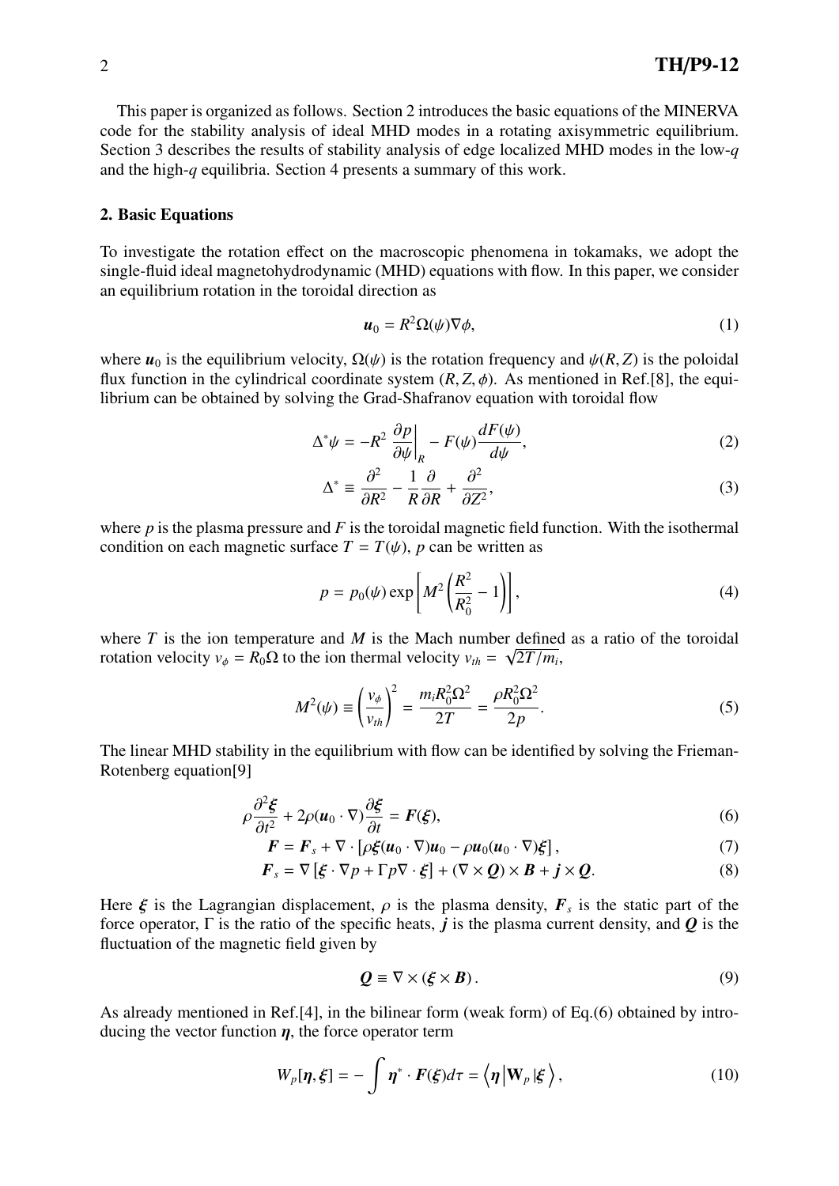This paper is organized as follows. Section 2 introduces the basic equations of the MINERVA code for the stability analysis of ideal MHD modes in a rotating axisymmetric equilibrium. Section 3 describes the results of stability analysis of edge localized MHD modes in the low-$q$ and the high-$q$ equilibria. Section 4 presents a summary of this work.

## 2. Basic Equations

To investigate the rotation effect on the macroscopic phenomena in tokamaks, we adopt the single-fluid ideal magnetohydrodynamic (MHD) equations with flow. In this paper, we consider an equilibrium rotation in the toroidal direction as

$$\boldsymbol{u}_0 = R^2 \Omega(\psi) \nabla \phi, \tag{1}$$

where $\boldsymbol{u}_0$ is the equilibrium velocity, $\Omega(\psi)$ is the rotation frequency and $\psi(R, Z)$ is the poloidal flux function in the cylindrical coordinate system $(R, Z, \phi)$. As mentioned in Ref.[8], the equilibrium can be obtained by solving the Grad-Shafranov equation with toroidal flow

$$\Delta^* \psi = -R^2 \left. \frac{\partial p}{\partial \psi} \right|_R - F(\psi) \frac{dF(\psi)}{d\psi}, \tag{2}$$

$$\Delta^* \equiv \frac{\partial^2}{\partial R^2} - \frac{1}{R} \frac{\partial}{\partial R} + \frac{\partial^2}{\partial Z^2}, \tag{3}$$

where $p$ is the plasma pressure and $F$ is the toroidal magnetic field function. With the isothermal condition on each magnetic surface $T = T(\psi)$, $p$ can be written as

$$p = p_0(\psi) \exp\left[ M^2 \left( \frac{R^2}{R_0^2} - 1 \right) \right], \tag{4}$$

where $T$ is the ion temperature and $M$ is the Mach number defined as a ratio of the toroidal rotation velocity $v_\phi = R_0 \Omega$ to the ion thermal velocity $v_{th} = \sqrt{2T/m_i}$,

$$M^2(\psi) \equiv \left( \frac{v_\phi}{v_{th}} \right)^2 = \frac{m_i R_0^2 \Omega^2}{2T} = \frac{\rho R_0^2 \Omega^2}{2p}. \tag{5}$$

The linear MHD stability in the equilibrium with flow can be identified by solving the Frieman-Rotenberg equation[9]

$$\rho \frac{\partial^2 \boldsymbol{\xi}}{\partial t^2} + 2\rho (\boldsymbol{u}_0 \cdot \nabla) \frac{\partial \boldsymbol{\xi}}{\partial t} = \boldsymbol{F}(\boldsymbol{\xi}), \tag{6}$$

$$\boldsymbol{F} = \boldsymbol{F}_s + \nabla \cdot \left[ \rho \boldsymbol{\xi} (\boldsymbol{u}_0 \cdot \nabla) \boldsymbol{u}_0 - \rho \boldsymbol{u}_0 (\boldsymbol{u}_0 \cdot \nabla) \boldsymbol{\xi} \right], \tag{7}$$

$$\boldsymbol{F}_s = \nabla \left[ \boldsymbol{\xi} \cdot \nabla p + \Gamma p \nabla \cdot \boldsymbol{\xi} \right] + (\nabla \times \boldsymbol{Q}) \times \boldsymbol{B} + \boldsymbol{j} \times \boldsymbol{Q}. \tag{8}$$

Here $\boldsymbol{\xi}$ is the Lagrangian displacement, $\rho$ is the plasma density, $\boldsymbol{F}_s$ is the static part of the force operator, $\Gamma$ is the ratio of the specific heats, $\boldsymbol{j}$ is the plasma current density, and $\boldsymbol{Q}$ is the fluctuation of the magnetic field given by

$$\boldsymbol{Q} \equiv \nabla \times (\boldsymbol{\xi} \times \boldsymbol{B}). \tag{9}$$

As already mentioned in Ref.[4], in the bilinear form (weak form) of Eq.(6) obtained by introducing the vector function $\boldsymbol{\eta}$, the force operator term

$$W_p[\boldsymbol{\eta}, \boldsymbol{\xi}] = -\int \boldsymbol{\eta}^* \cdot \boldsymbol{F}(\boldsymbol{\xi}) d\tau = \left\langle \boldsymbol{\eta} \middle| \mathbf{W}_p \middle| \boldsymbol{\xi} \right\rangle, \tag{10}$$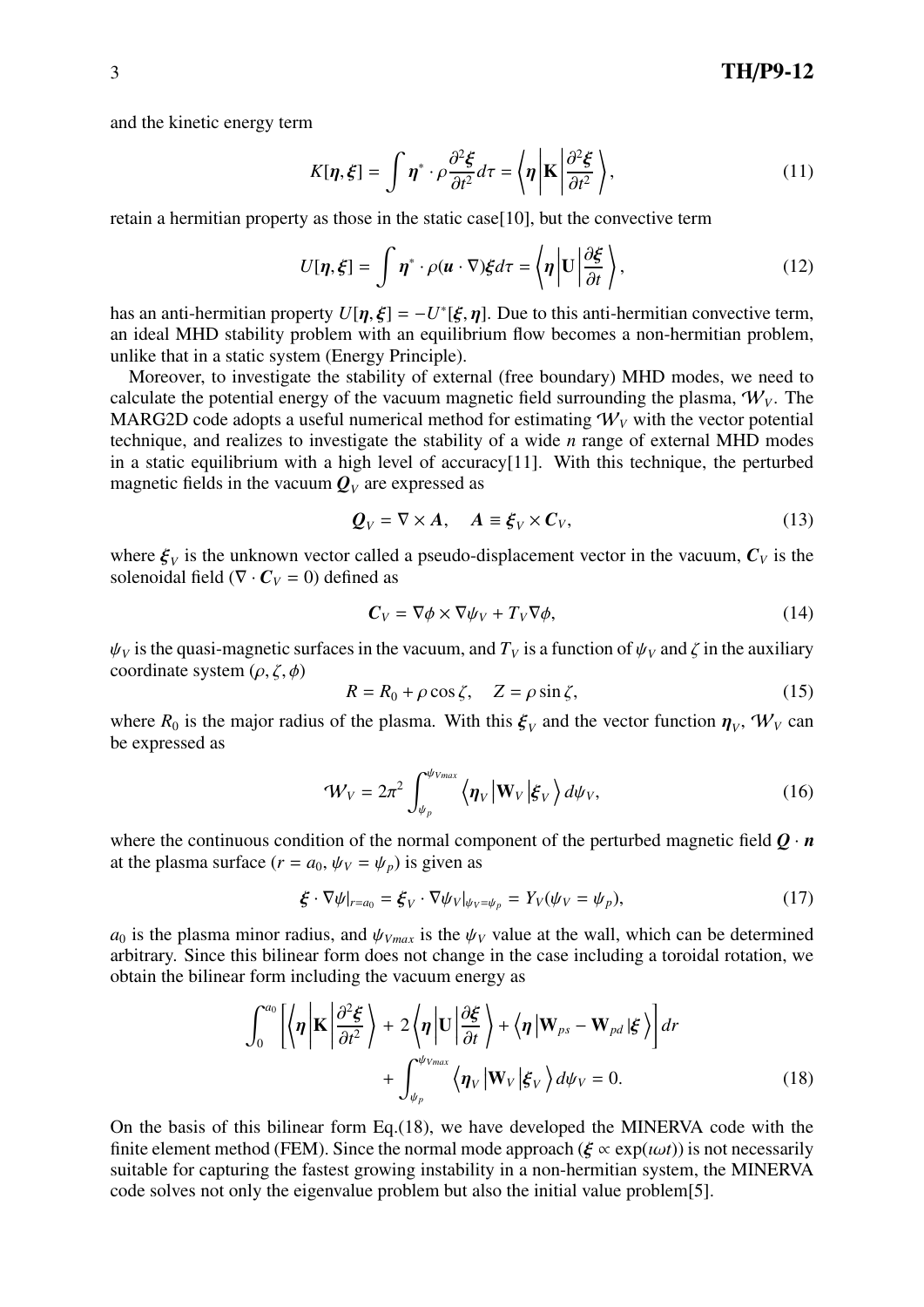and the kinetic energy term

$$K[\boldsymbol{\eta}, \boldsymbol{\xi}] = \int \boldsymbol{\eta}^* \cdot \rho \frac{\partial^2 \boldsymbol{\xi}}{\partial t^2} d\tau = \left\langle \boldsymbol{\eta} \left| \mathbf{K} \right| \frac{\partial^2 \boldsymbol{\xi}}{\partial t^2} \right\rangle, \tag{11}$$

retain a hermitian property as those in the static case[10], but the convective term

$$U[\boldsymbol{\eta}, \boldsymbol{\xi}] = \int \boldsymbol{\eta}^* \cdot \rho (\boldsymbol{u} \cdot \nabla) \boldsymbol{\xi} d\tau = \left\langle \boldsymbol{\eta} \left| \mathbf{U} \right| \frac{\partial \boldsymbol{\xi}}{\partial t} \right\rangle, \tag{12}$$

has an anti-hermitian property $U[\boldsymbol{\eta}, \boldsymbol{\xi}] = -U^*[\boldsymbol{\xi}, \boldsymbol{\eta}]$. Due to this anti-hermitian convective term, an ideal MHD stability problem with an equilibrium flow becomes a non-hermitian problem, unlike that in a static system (Energy Principle).

Moreover, to investigate the stability of external (free boundary) MHD modes, we need to calculate the potential energy of the vacuum magnetic field surrounding the plasma, $\mathcal{W}_V$. The MARG2D code adopts a useful numerical method for estimating $\mathcal{W}_V$ with the vector potential technique, and realizes to investigate the stability of a wide $n$ range of external MHD modes in a static equilibrium with a high level of accuracy[11]. With this technique, the perturbed magnetic fields in the vacuum $\boldsymbol{Q}_V$ are expressed as

$$\boldsymbol{Q}_V = \nabla \times \boldsymbol{A}, \quad \boldsymbol{A} \equiv \boldsymbol{\xi}_V \times \boldsymbol{C}_V, \tag{13}$$

where $\boldsymbol{\xi}_V$ is the unknown vector called a pseudo-displacement vector in the vacuum, $\boldsymbol{C}_V$ is the solenoidal field ($\nabla \cdot \boldsymbol{C}_V = 0$) defined as

$$\boldsymbol{C}_V = \nabla \phi \times \nabla \psi_V + T_V \nabla \phi, \tag{14}$$

$\psi_V$ is the quasi-magnetic surfaces in the vacuum, and $T_V$ is a function of $\psi_V$ and $\zeta$ in the auxiliary coordinate system $(\rho, \zeta, \phi)$

$$R = R_0 + \rho \cos \zeta, \quad Z = \rho \sin \zeta, \tag{15}$$

where $R_0$ is the major radius of the plasma. With this $\boldsymbol{\xi}_V$ and the vector function $\boldsymbol{\eta}_V$, $\mathcal{W}_V$ can be expressed as

$$\mathcal{W}_V = 2\pi^2 \int_{\psi_p}^{\psi_{Vmax}} \left\langle \boldsymbol{\eta}_V \left| \mathbf{W}_V \right| \boldsymbol{\xi}_V \right\rangle d\psi_V, \tag{16}$$

where the continuous condition of the normal component of the perturbed magnetic field $\boldsymbol{Q} \cdot \boldsymbol{n}$ at the plasma surface ($r = a_0$, $\psi_V = \psi_p$) is given as

$$\boldsymbol{\xi} \cdot \nabla \psi|_{r=a_0} = \boldsymbol{\xi}_V \cdot \nabla \psi_V|_{\psi_V = \psi_p} = Y_V(\psi_V = \psi_p), \tag{17}$$

$a_0$ is the plasma minor radius, and $\psi_{Vmax}$ is the $\psi_V$ value at the wall, which can be determined arbitrary. Since this bilinear form does not change in the case including a toroidal rotation, we obtain the bilinear form including the vacuum energy as

$$\int_0^{a_0} \left[ \left\langle \boldsymbol{\eta} \left| \mathbf{K} \right| \frac{\partial^2 \boldsymbol{\xi}}{\partial t^2} \right\rangle + 2 \left\langle \boldsymbol{\eta} \left| \mathbf{U} \right| \frac{\partial \boldsymbol{\xi}}{\partial t} \right\rangle + \left\langle \boldsymbol{\eta} \left| \mathbf{W}_{ps} - \mathbf{W}_{pd} \right| \boldsymbol{\xi} \right\rangle \right] dr + \int_{\psi_p}^{\psi_{Vmax}} \left\langle \boldsymbol{\eta}_V \left| \mathbf{W}_V \right| \boldsymbol{\xi}_V \right\rangle d\psi_V = 0. \tag{18}$$

On the basis of this bilinear form Eq.(18), we have developed the MINERVA code with the finite element method (FEM). Since the normal mode approach ($\boldsymbol{\xi} \propto \exp(\imath \omega t)$) is not necessarily suitable for capturing the fastest growing instability in a non-hermitian system, the MINERVA code solves not only the eigenvalue problem but also the initial value problem[5].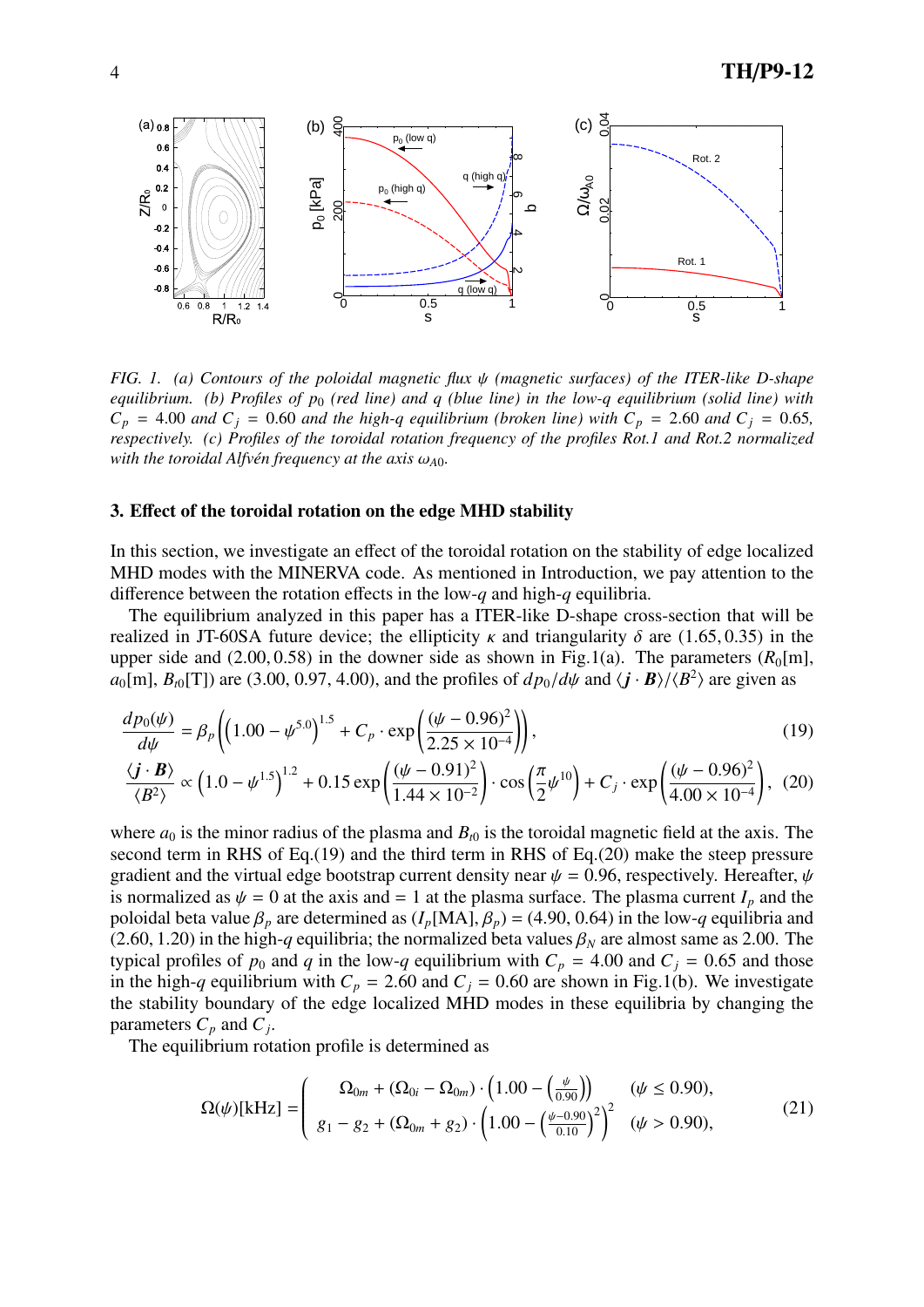FIG. 1. *(a) Contours of the poloidal magnetic flux $\psi$ (magnetic surfaces) of the ITER-like D-shape equilibrium. (b) Profiles of $p_0$ (red line) and $q$ (blue line) in the low-$q$ equilibrium (solid line) with $C_p = 4.00$ and $C_j = 0.60$ and the high-$q$ equilibrium (broken line) with $C_p = 2.60$ and $C_j = 0.65$, respectively. (c) Profiles of the toroidal rotation frequency of the profiles Rot.1 and Rot.2 normalized with the toroidal Alfvén frequency at the axis $\omega_{A0}$.*

### 3. Effect of the toroidal rotation on the edge MHD stability

In this section, we investigate an effect of the toroidal rotation on the stability of edge localized MHD modes with the MINERVA code. As mentioned in Introduction, we pay attention to the difference between the rotation effects in the low-$q$ and high-$q$ equilibria.

The equilibrium analyzed in this paper has a ITER-like D-shape cross-section that will be realized in JT-60SA future device; the ellipticity $\kappa$ and triangularity $\delta$ are $(1.65, 0.35)$ in the upper side and $(2.00, 0.58)$ in the downer side as shown in Fig.1(a). The parameters ($R_0$[m], $a_0$[m], $B_{t0}$[T]) are (3.00, 0.97, 4.00), and the profiles of $dp_0/d\psi$ and $\langle \boldsymbol{j} \cdot \boldsymbol{B} \rangle / \langle B^2 \rangle$ are given as

$$\frac{dp_0(\psi)}{d\psi} = \beta_p \left( \left( 1.00 - \psi^{5.0} \right)^{1.5} + C_p \cdot \exp\left( \frac{(\psi - 0.96)^2}{2.25 \times 10^{-4}} \right) \right), \tag{19}$$

$$\frac{\langle \boldsymbol{j} \cdot \boldsymbol{B} \rangle}{\langle B^2 \rangle} \propto \left( 1.0 - \psi^{1.5} \right)^{1.2} + 0.15 \exp\left( \frac{(\psi - 0.91)^2}{1.44 \times 10^{-2}} \right) \cdot \cos\left( \frac{\pi}{2} \psi^{10} \right) + C_j \cdot \exp\left( \frac{(\psi - 0.96)^2}{4.00 \times 10^{-4}} \right), \tag{20}$$

where $a_0$ is the minor radius of the plasma and $B_{t0}$ is the toroidal magnetic field at the axis. The second term in RHS of Eq.(19) and the third term in RHS of Eq.(20) make the steep pressure gradient and the virtual edge bootstrap current density near $\psi = 0.96$, respectively. Hereafter, $\psi$ is normalized as $\psi = 0$ at the axis and $= 1$ at the plasma surface. The plasma current $I_p$ and the poloidal beta value $\beta_p$ are determined as $(I_p[\text{MA}], \beta_p) = (4.90, 0.64)$ in the low-$q$ equilibria and $(2.60, 1.20)$ in the high-$q$ equilibria; the normalized beta values $\beta_N$ are almost same as 2.00. The typical profiles of $p_0$ and $q$ in the low-$q$ equilibrium with $C_p = 4.00$ and $C_j = 0.65$ and those in the high-$q$ equilibrium with $C_p = 2.60$ and $C_j = 0.60$ are shown in Fig.1(b). We investigate the stability boundary of the edge localized MHD modes in these equilibria by changing the parameters $C_p$ and $C_j$.

The equilibrium rotation profile is determined as

$$\Omega(\psi)[\text{kHz}] = \left( \begin{array}{ll} \Omega_{0m} + (\Omega_{0i} - \Omega_{0m}) \cdot \left( 1.00 - \left( \frac{\psi}{0.90} \right) \right) & (\psi \leq 0.90), \\ g_1 - g_2 + (\Omega_{0m} + g_2) \cdot \left( 1.00 - \left( \frac{\psi - 0.90}{0.10} \right)^2 \right)^2 & (\psi > 0.90), \end{array} \right. \tag{21}$$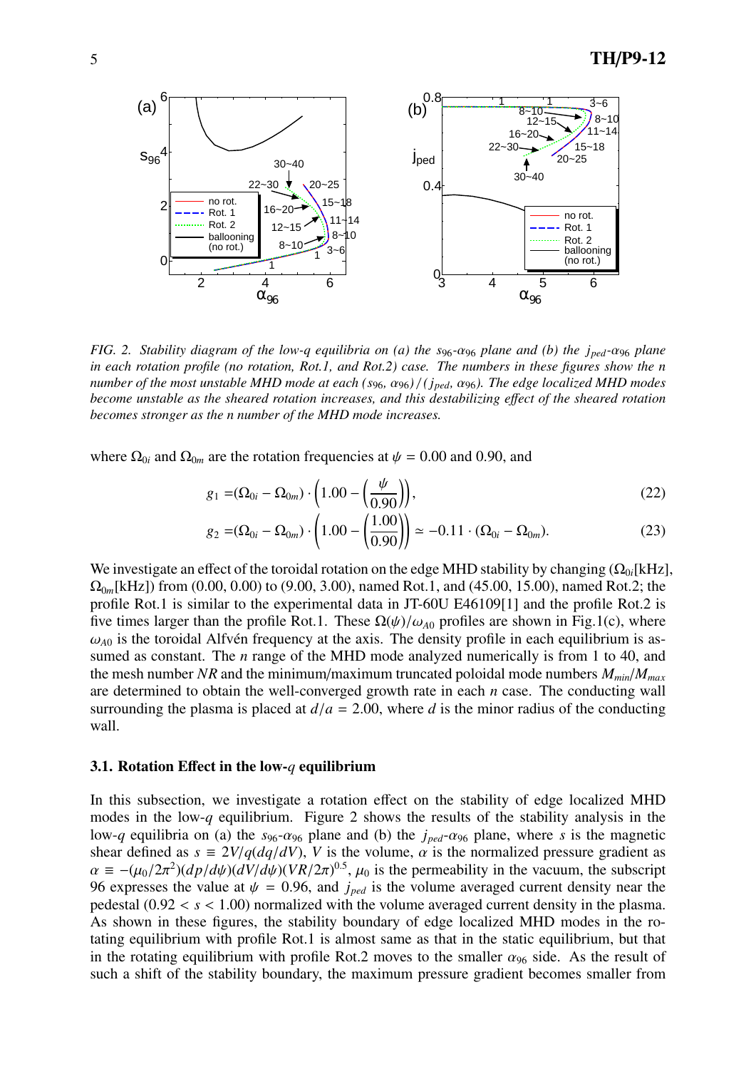*FIG. 2. Stability diagram of the low-q equilibria on (a) the $s_{96}$-$\alpha_{96}$ plane and (b) the $j_{ped}$-$\alpha_{96}$ plane in each rotation profile (no rotation, Rot.1, and Rot.2) case. The numbers in these figures show the n number of the most unstable MHD mode at each $(s_{96}, \alpha_{96})/(j_{ped}, \alpha_{96})$. The edge localized MHD modes become unstable as the sheared rotation increases, and this destabilizing effect of the sheared rotation becomes stronger as the n number of the MHD mode increases.*

where $\Omega_{0i}$ and $\Omega_{0m}$ are the rotation frequencies at $\psi = 0.00$ and 0.90, and

$$g_1 = (\Omega_{0i} - \Omega_{0m}) \cdot \left(1.00 - \left(\frac{\psi}{0.90}\right)\right), \tag{22}$$

$$g_2 = (\Omega_{0i} - \Omega_{0m}) \cdot \left(1.00 - \left(\frac{1.00}{0.90}\right)\right) \simeq -0.11 \cdot (\Omega_{0i} - \Omega_{0m}). \tag{23}$$

We investigate an effect of the toroidal rotation on the edge MHD stability by changing ($\Omega_{0i}$[kHz], $\Omega_{0m}$[kHz]) from (0.00, 0.00) to (9.00, 3.00), named Rot.1, and (45.00, 15.00), named Rot.2; the profile Rot.1 is similar to the experimental data in JT-60U E46109[1] and the profile Rot.2 is five times larger than the profile Rot.1. These $\Omega(\psi)/\omega_{A0}$ profiles are shown in Fig.1(c), where $\omega_{A0}$ is the toroidal Alfvén frequency at the axis. The density profile in each equilibrium is assumed as constant. The $n$ range of the MHD mode analyzed numerically is from 1 to 40, and the mesh number $NR$ and the minimum/maximum truncated poloidal mode numbers $M_{min}/M_{max}$ are determined to obtain the well-converged growth rate in each $n$ case. The conducting wall surrounding the plasma is placed at $d/a = 2.00$, where $d$ is the minor radius of the conducting wall.

### 3.1. Rotation Effect in the low-$q$ equilibrium

In this subsection, we investigate a rotation effect on the stability of edge localized MHD modes in the low-$q$ equilibrium. Figure 2 shows the results of the stability analysis in the low-$q$ equilibria on (a) the $s_{96}$-$\alpha_{96}$ plane and (b) the $j_{ped}$-$\alpha_{96}$ plane, where $s$ is the magnetic shear defined as $s \equiv 2V/q(dq/dV)$, $V$ is the volume, $\alpha$ is the normalized pressure gradient as $\alpha \equiv -(\mu_0/2\pi^2)(dp/d\psi)(dV/d\psi)(VR/2\pi)^{0.5}$, $\mu_0$ is the permeability in the vacuum, the subscript 96 expresses the value at $\psi = 0.96$, and $j_{ped}$ is the volume averaged current density near the pedestal $(0.92 < s < 1.00)$ normalized with the volume averaged current density in the plasma. As shown in these figures, the stability boundary of edge localized MHD modes in the rotating equilibrium with profile Rot.1 is almost same as that in the static equilibrium, but that in the rotating equilibrium with profile Rot.2 moves to the smaller $\alpha_{96}$ side. As the result of such a shift of the stability boundary, the maximum pressure gradient becomes smaller from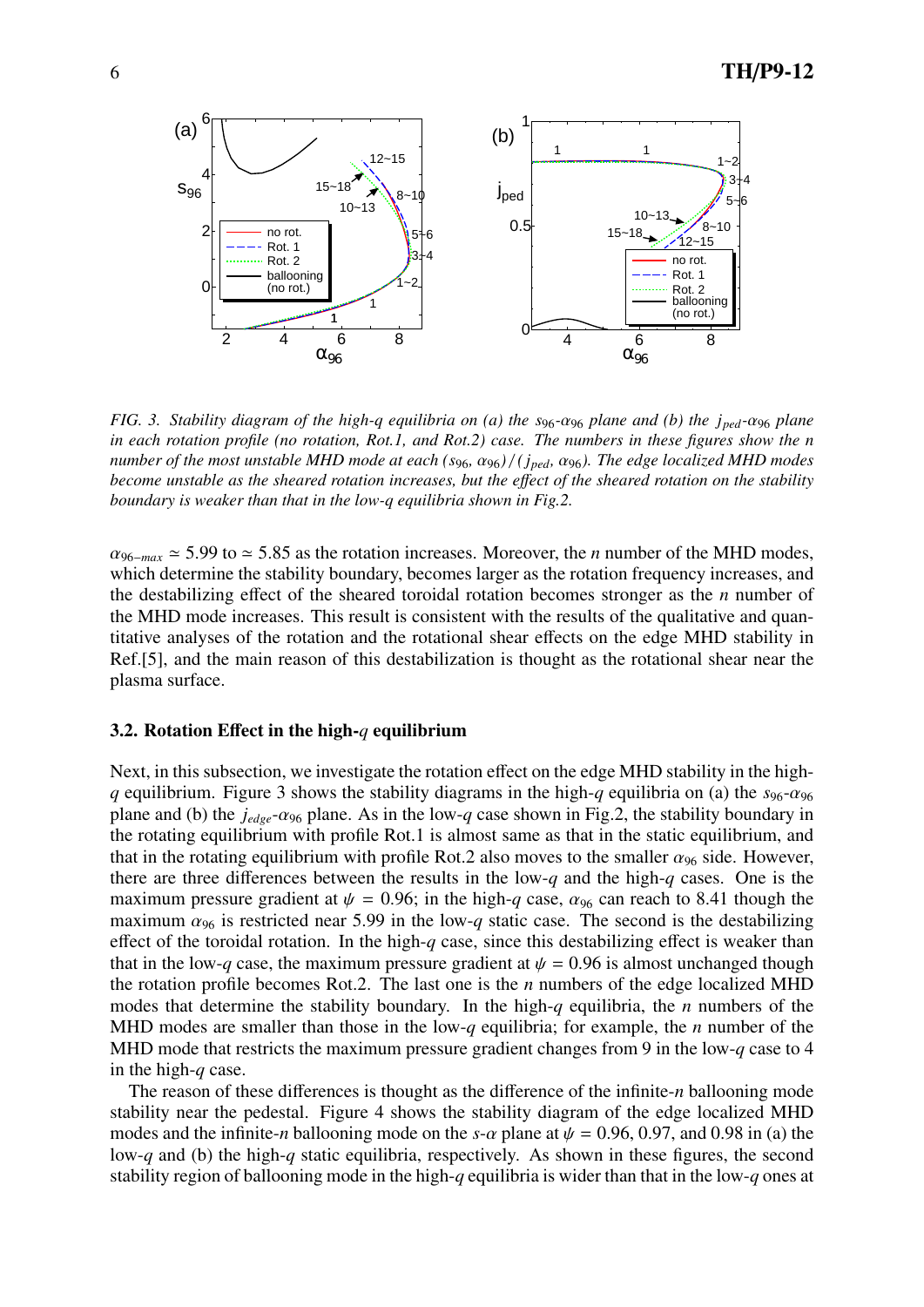*FIG. 3. Stability diagram of the high-q equilibria on (a) the $s_{96}$-$\alpha_{96}$ plane and (b) the $j_{ped}$-$\alpha_{96}$ plane in each rotation profile (no rotation, Rot.1, and Rot.2) case. The numbers in these figures show the n number of the most unstable MHD mode at each ($s_{96}$, $\alpha_{96}$)/($j_{ped}$, $\alpha_{96}$). The edge localized MHD modes become unstable as the sheared rotation increases, but the effect of the sheared rotation on the stability boundary is weaker than that in the low-q equilibria shown in Fig.2.*

$\alpha_{96-max} \simeq 5.99$ to $\simeq 5.85$ as the rotation increases. Moreover, the $n$ number of the MHD modes, which determine the stability boundary, becomes larger as the rotation frequency increases, and the destabilizing effect of the sheared toroidal rotation becomes stronger as the $n$ number of the MHD mode increases. This result is consistent with the results of the qualitative and quantitative analyses of the rotation and the rotational shear effects on the edge MHD stability in Ref.[5], and the main reason of this destabilization is thought as the rotational shear near the plasma surface.

### 3.2. Rotation Effect in the high-$q$ equilibrium

Next, in this subsection, we investigate the rotation effect on the edge MHD stability in the high-$q$ equilibrium. Figure 3 shows the stability diagrams in the high-$q$ equilibria on (a) the $s_{96}$-$\alpha_{96}$ plane and (b) the $j_{edge}$-$\alpha_{96}$ plane. As in the low-$q$ case shown in Fig.2, the stability boundary in the rotating equilibrium with profile Rot.1 is almost same as that in the static equilibrium, and that in the rotating equilibrium with profile Rot.2 also moves to the smaller $\alpha_{96}$ side. However, there are three differences between the results in the low-$q$ and the high-$q$ cases. One is the maximum pressure gradient at $\psi = 0.96$; in the high-$q$ case, $\alpha_{96}$ can reach to 8.41 though the maximum $\alpha_{96}$ is restricted near 5.99 in the low-$q$ static case. The second is the destabilizing effect of the toroidal rotation. In the high-$q$ case, since this destabilizing effect is weaker than that in the low-$q$ case, the maximum pressure gradient at $\psi = 0.96$ is almost unchanged though the rotation profile becomes Rot.2. The last one is the $n$ numbers of the edge localized MHD modes that determine the stability boundary. In the high-$q$ equilibria, the $n$ numbers of the MHD modes are smaller than those in the low-$q$ equilibria; for example, the $n$ number of the MHD mode that restricts the maximum pressure gradient changes from 9 in the low-$q$ case to 4 in the high-$q$ case.

The reason of these differences is thought as the difference of the infinite-$n$ ballooning mode stability near the pedestal. Figure 4 shows the stability diagram of the edge localized MHD modes and the infinite-$n$ ballooning mode on the $s$-$\alpha$ plane at $\psi = 0.96$, 0.97, and 0.98 in (a) the low-$q$ and (b) the high-$q$ static equilibria, respectively. As shown in these figures, the second stability region of ballooning mode in the high-$q$ equilibria is wider than that in the low-$q$ ones at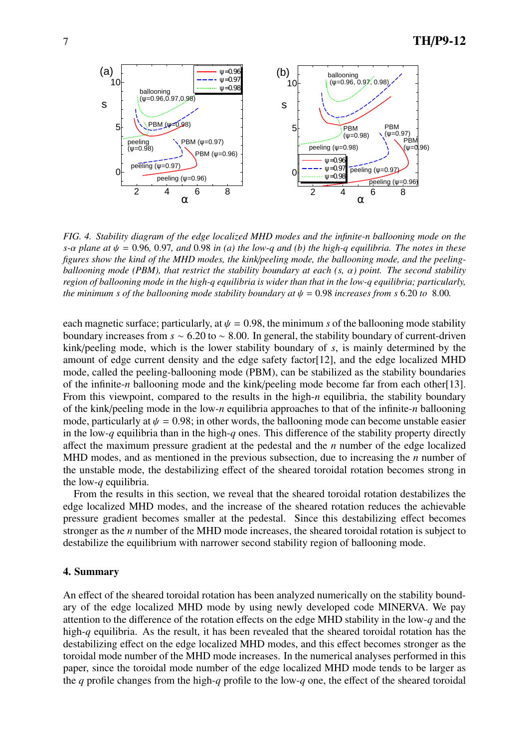*FIG. 4. Stability diagram of the edge localized MHD modes and the infinite-n ballooning mode on the s-α plane at $\psi$ = 0.96, 0.97, and 0.98 in (a) the low-q and (b) the high-q equilibria. The notes in these figures show the kind of the MHD modes, the kink/peeling mode, the ballooning mode, and the peeling-ballooning mode (PBM), that restrict the stability boundary at each (s, α) point. The second stability region of ballooning mode in the high-q equilibria is wider than that in the low-q equilibria; particularly, the minimum s of the ballooning mode stability boundary at $\psi$ = 0.98 increases from s 6.20 to 8.00.*

each magnetic surface; particularly, at $\psi = 0.98$, the minimum $s$ of the ballooning mode stability boundary increases from $s \sim 6.20$ to $\sim 8.00$. In general, the stability boundary of current-driven kink/peeling mode, which is the lower stability boundary of $s$, is mainly determined by the amount of edge current density and the edge safety factor[12], and the edge localized MHD mode, called the peeling-ballooning mode (PBM), can be stabilized as the stability boundaries of the infinite-$n$ ballooning mode and the kink/peeling mode become far from each other[13]. From this viewpoint, compared to the results in the high-$n$ equilibria, the stability boundary of the kink/peeling mode in the low-$n$ equilibria approaches to that of the infinite-$n$ ballooning mode, particularly at $\psi = 0.98$; in other words, the ballooning mode can become unstable easier in the low-$q$ equilibria than in the high-$q$ ones. This difference of the stability property directly affect the maximum pressure gradient at the pedestal and the $n$ number of the edge localized MHD modes, and as mentioned in the previous subsection, due to increasing the $n$ number of the unstable mode, the destabilizing effect of the sheared toroidal rotation becomes strong in the low-$q$ equilibria.

From the results in this section, we reveal that the sheared toroidal rotation destabilizes the edge localized MHD modes, and the increase of the sheared rotation reduces the achievable pressure gradient becomes smaller at the pedestal. Since this destabilizing effect becomes stronger as the $n$ number of the MHD mode increases, the sheared toroidal rotation is subject to destabilize the equilibrium with narrower second stability region of ballooning mode.

## 4. Summary

An effect of the sheared toroidal rotation has been analyzed numerically on the stability boundary of the edge localized MHD mode by using newly developed code MINERVA. We pay attention to the difference of the rotation effects on the edge MHD stability in the low-$q$ and the high-$q$ equilibria. As the result, it has been revealed that the sheared toroidal rotation has the destabilizing effect on the edge localized MHD modes, and this effect becomes stronger as the toroidal mode number of the MHD mode increases. In the numerical analyses performed in this paper, since the toroidal mode number of the edge localized MHD mode tends to be larger as the $q$ profile changes from the high-$q$ profile to the low-$q$ one, the effect of the sheared toroidal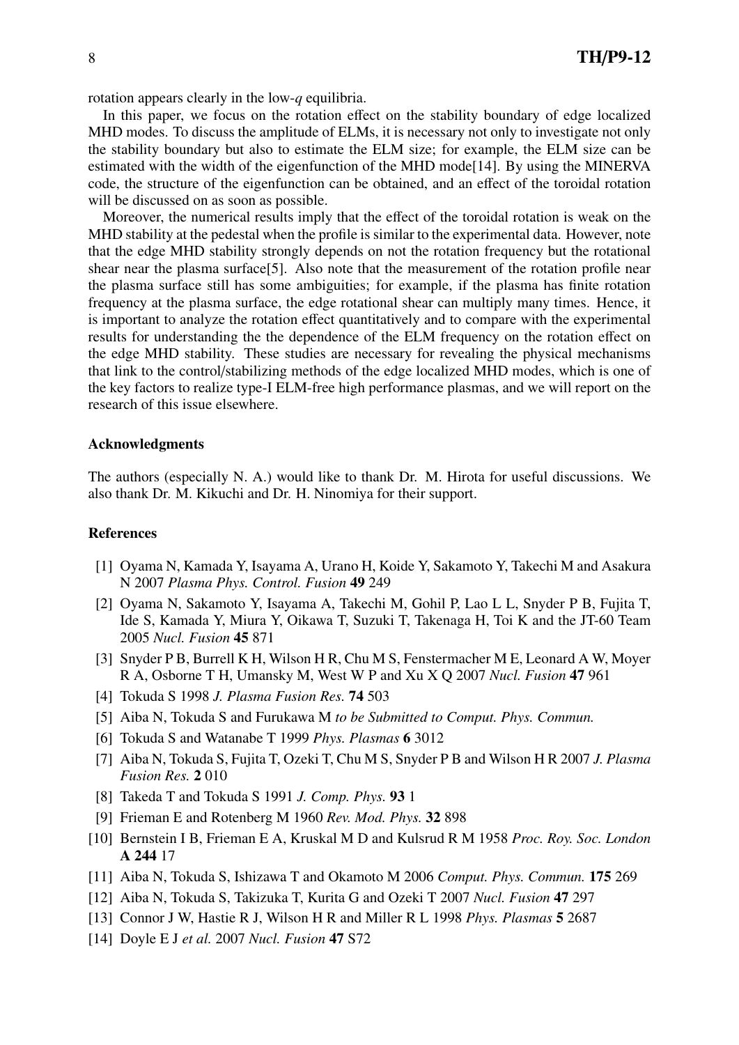rotation appears clearly in the low-$q$ equilibria.

In this paper, we focus on the rotation effect on the stability boundary of edge localized MHD modes. To discuss the amplitude of ELMs, it is necessary not only to investigate not only the stability boundary but also to estimate the ELM size; for example, the ELM size can be estimated with the width of the eigenfunction of the MHD mode[14]. By using the MINERVA code, the structure of the eigenfunction can be obtained, and an effect of the toroidal rotation will be discussed on as soon as possible.

Moreover, the numerical results imply that the effect of the toroidal rotation is weak on the MHD stability at the pedestal when the profile is similar to the experimental data. However, note that the edge MHD stability strongly depends on not the rotation frequency but the rotational shear near the plasma surface[5]. Also note that the measurement of the rotation profile near the plasma surface still has some ambiguities; for example, if the plasma has finite rotation frequency at the plasma surface, the edge rotational shear can multiply many times. Hence, it is important to analyze the rotation effect quantitatively and to compare with the experimental results for understanding the the dependence of the ELM frequency on the rotation effect on the edge MHD stability. These studies are necessary for revealing the physical mechanisms that link to the control/stabilizing methods of the edge localized MHD modes, which is one of the key factors to realize type-I ELM-free high performance plasmas, and we will report on the research of this issue elsewhere.

## Acknowledgments

The authors (especially N. A.) would like to thank Dr. M. Hirota for useful discussions. We also thank Dr. M. Kikuchi and Dr. H. Ninomiya for their support.

## References

[1] Oyama N, Kamada Y, Isayama A, Urano H, Koide Y, Sakamoto Y, Takechi M and Asakura N 2007 *Plasma Phys. Control. Fusion* **49** 249

[2] Oyama N, Sakamoto Y, Isayama A, Takechi M, Gohil P, Lao L L, Snyder P B, Fujita T, Ide S, Kamada Y, Miura Y, Oikawa T, Suzuki T, Takenaga H, Toi K and the JT-60 Team 2005 *Nucl. Fusion* **45** 871

[3] Snyder P B, Burrell K H, Wilson H R, Chu M S, Fenstermacher M E, Leonard A W, Moyer R A, Osborne T H, Umansky M, West W P and Xu X Q 2007 *Nucl. Fusion* **47** 961

[4] Tokuda S 1998 *J. Plasma Fusion Res.* **74** 503

[5] Aiba N, Tokuda S and Furukawa M *to be Submitted to Comput. Phys. Commun.*

[6] Tokuda S and Watanabe T 1999 *Phys. Plasmas* **6** 3012

[7] Aiba N, Tokuda S, Fujita T, Ozeki T, Chu M S, Snyder P B and Wilson H R 2007 *J. Plasma Fusion Res.* **2** 010

[8] Takeda T and Tokuda S 1991 *J. Comp. Phys.* **93** 1

[9] Frieman E and Rotenberg M 1960 *Rev. Mod. Phys.* **32** 898

[10] Bernstein I B, Frieman E A, Kruskal M D and Kulsrud R M 1958 *Proc. Roy. Soc. London* **A 244** 17

[11] Aiba N, Tokuda S, Ishizawa T and Okamoto M 2006 *Comput. Phys. Commun.* **175** 269

[12] Aiba N, Tokuda S, Takizuka T, Kurita G and Ozeki T 2007 *Nucl. Fusion* **47** 297

[13] Connor J W, Hastie R J, Wilson H R and Miller R L 1998 *Phys. Plasmas* **5** 2687

[14] Doyle E J *et al.* 2007 *Nucl. Fusion* **47** S72